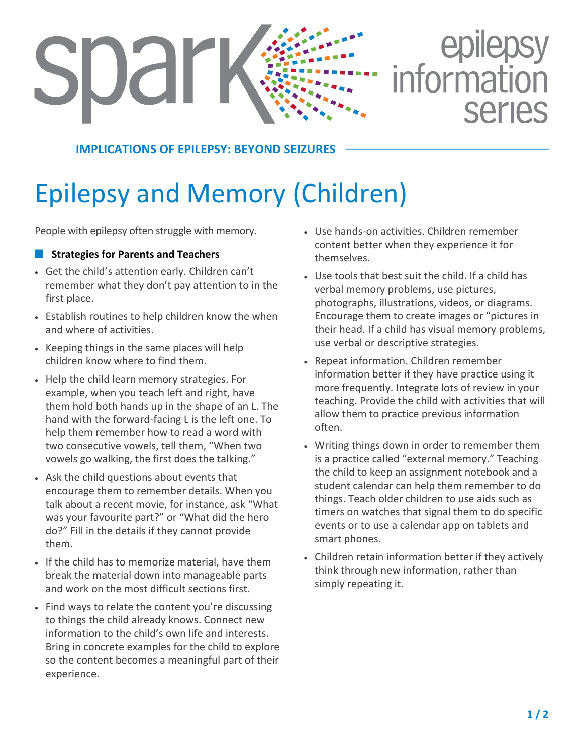spark epilepsy information series

**IMPLICATIONS OF EPILEPSY: BEYOND SEIZURES**

# Epilepsy and Memory (Children)

People with epilepsy often struggle with memory.

## Strategies for Parents and Teachers

- Get the child's attention early. Children can't remember what they don't pay attention to in the first place.
- Establish routines to help children know the when and where of activities.
- Keeping things in the same places will help children know where to find them.
- Help the child learn memory strategies. For example, when you teach left and right, have them hold both hands up in the shape of an L. The hand with the forward-facing L is the left one. To help them remember how to read a word with two consecutive vowels, tell them, "When two vowels go walking, the first does the talking."
- Ask the child questions about events that encourage them to remember details. When you talk about a recent movie, for instance, ask "What was your favourite part?" or "What did the hero do?" Fill in the details if they cannot provide them.
- If the child has to memorize material, have them break the material down into manageable parts and work on the most difficult sections first.
- Find ways to relate the content you're discussing to things the child already knows. Connect new information to the child's own life and interests. Bring in concrete examples for the child to explore so the content becomes a meaningful part of their experience.
- Use hands-on activities. Children remember content better when they experience it for themselves.
- Use tools that best suit the child. If a child has verbal memory problems, use pictures, photographs, illustrations, videos, or diagrams. Encourage them to create images or "pictures in their head. If a child has visual memory problems, use verbal or descriptive strategies.
- Repeat information. Children remember information better if they have practice using it more frequently. Integrate lots of review in your teaching. Provide the child with activities that will allow them to practice previous information often.
- Writing things down in order to remember them is a practice called "external memory." Teaching the child to keep an assignment notebook and a student calendar can help them remember to do things. Teach older children to use aids such as timers on watches that signal them to do specific events or to use a calendar app on tablets and smart phones.
- Children retain information better if they actively think through new information, rather than simply repeating it.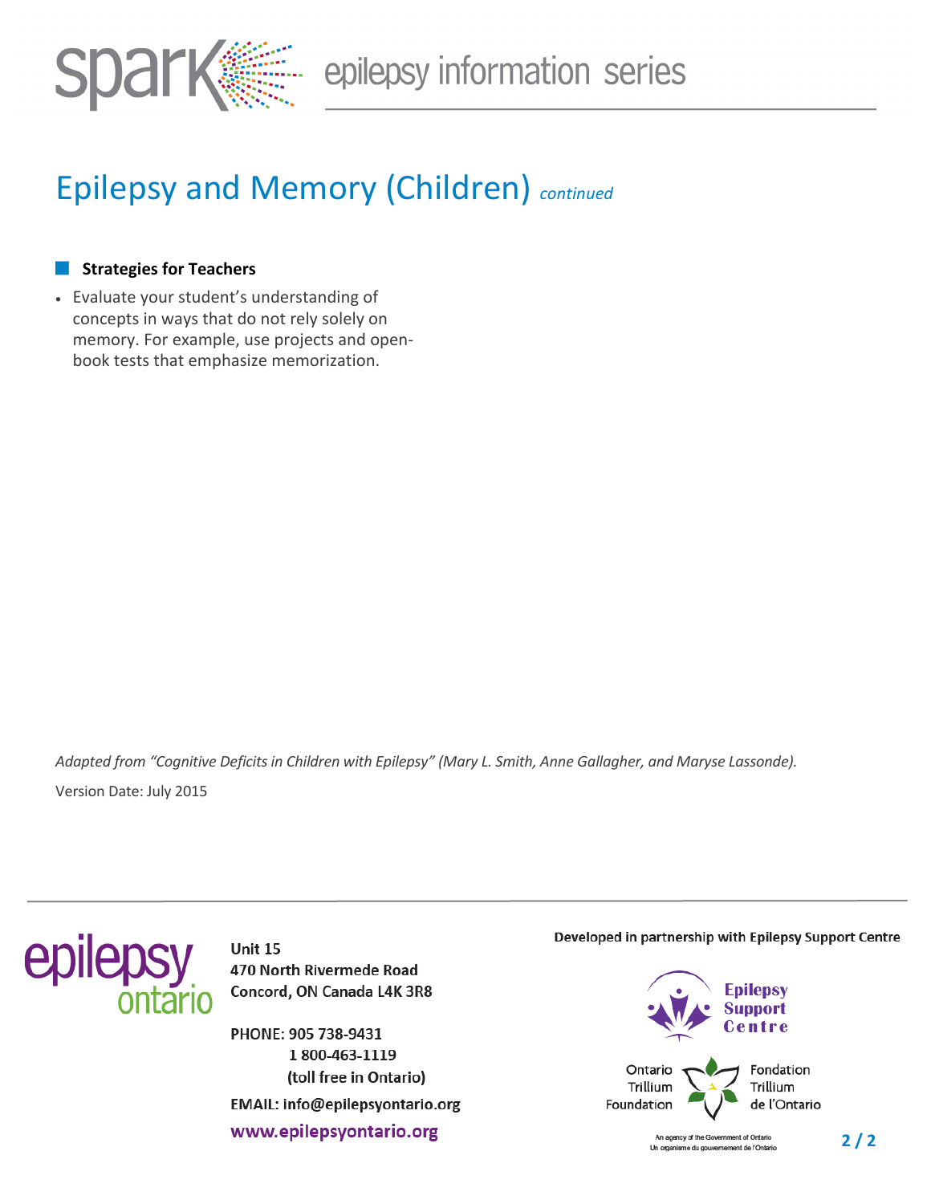# Epilepsy and Memory (Children) *continued*

### Strategies for Teachers

- Evaluate your student's understanding of concepts in ways that do not rely solely on memory. For example, use projects and open-book tests that emphasize memorization.

*Adapted from "Cognitive Deficits in Children with Epilepsy" (Mary L. Smith, Anne Gallagher, and Maryse Lassonde).*

Version Date: July 2015

epilepsy ontario

Unit 15
470 North Rivermede Road
Concord, ON Canada L4K 3R8

PHONE: 905 738-9431
1 800-463-1119
(toll free in Ontario)

EMAIL: info@epilepsyontario.org

www.epilepsyontario.org

Developed in partnership with Epilepsy Support Centre

Epilepsy Support Centre

Ontario Trillium Foundation / Fondation Trillium de l'Ontario

An agency of the Government of Ontario
Un organisme du gouvernement de l'Ontario